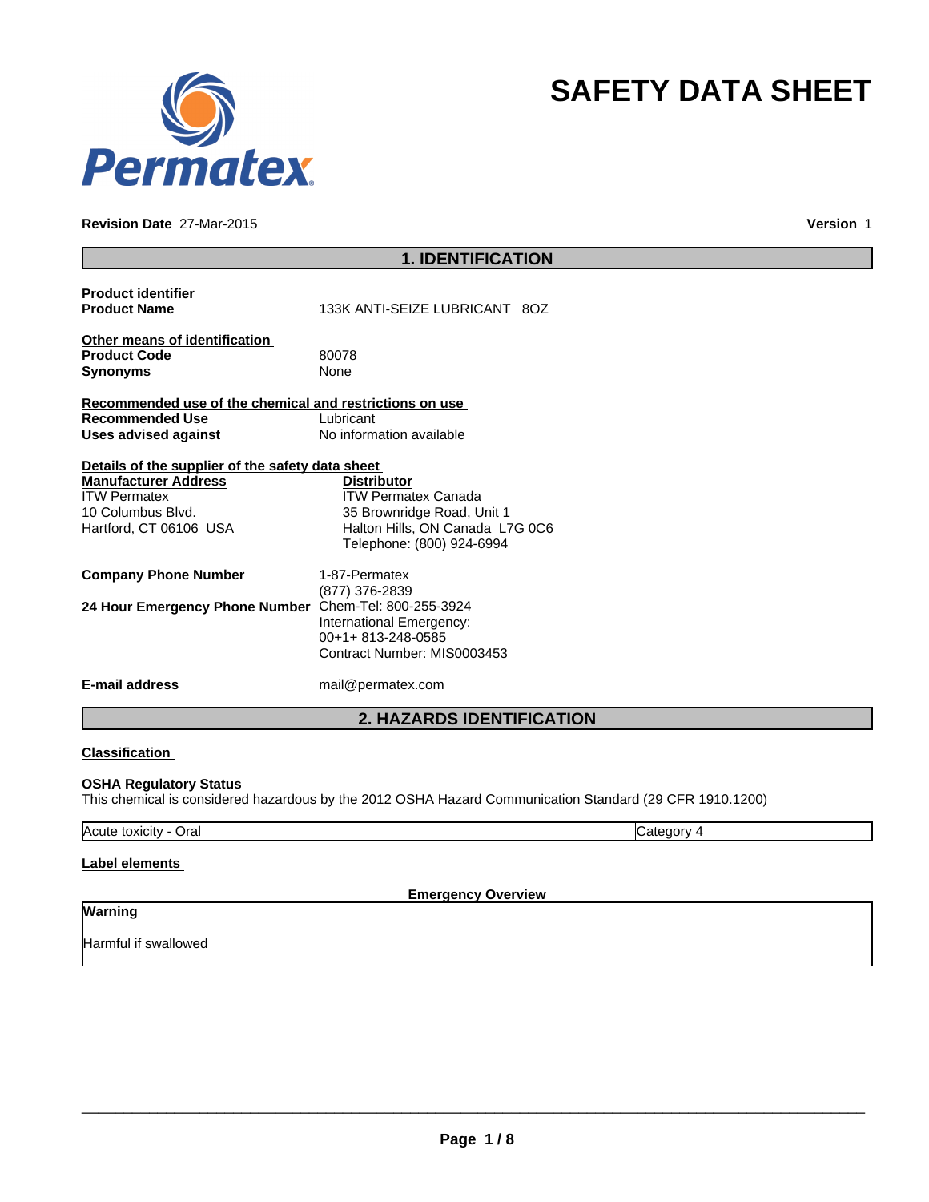# SAFETY DATA SHEET

**Revision Date** 27-Mar-2015

**Version** 1

## 1. IDENTIFICATION

**Product identifier**

**Product Name** 133K ANTI-SEIZE LUBRICANT 8OZ

**Other means of identification**

**Product Code** 80078

**Synonyms** None

**Recommended use of the chemical and restrictions on use**

**Recommended Use** Lubricant

**Uses advised against** No information available

**Details of the supplier of the safety data sheet**

**Manufacturer Address**
ITW Permatex
10 Columbus Blvd.
Hartford, CT 06106 USA

**Distributor**
ITW Permatex Canada
35 Brownridge Road, Unit 1
Halton Hills, ON Canada L7G 0C6
Telephone: (800) 924-6994

**Company Phone Number** 1-87-Permatex
(877) 376-2839

**24 Hour Emergency Phone Number** Chem-Tel: 800-255-3924
International Emergency:
00+1+ 813-248-0585
Contract Number: MIS0003453

**E-mail address** mail@permatex.com

## 2. HAZARDS IDENTIFICATION

**Classification**

**OSHA Regulatory Status**

This chemical is considered hazardous by the 2012 OSHA Hazard Communication Standard (29 CFR 1910.1200)

| Acute toxicity - Oral | Category 4 |
|---|---|

**Label elements**

**Emergency Overview**

**Warning**

Harmful if swallowed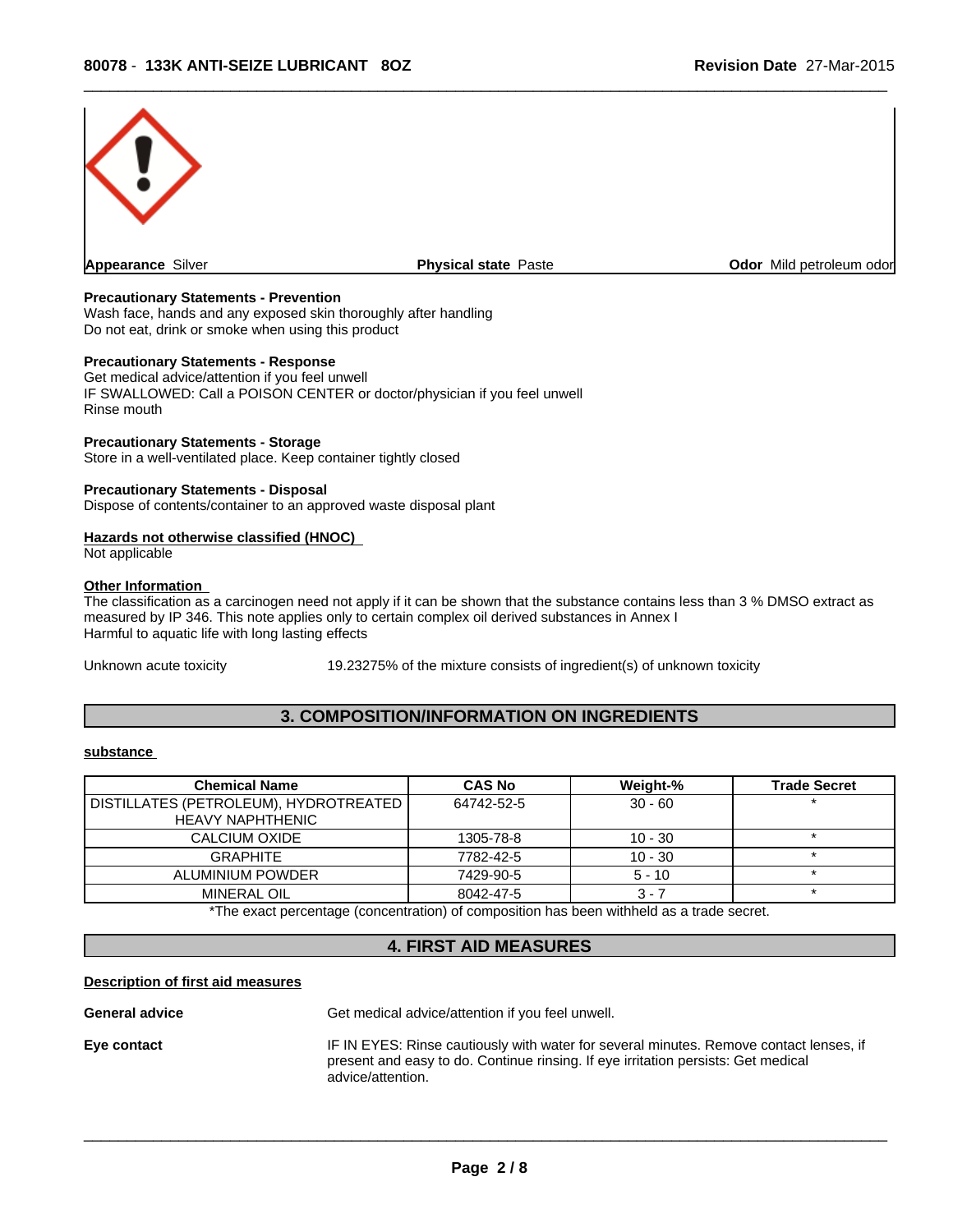| **Appearance** Silver | **Physical state** Paste | **Odor** Mild petroleum odor |
|---|---|---|

**Precautionary Statements - Prevention**
Wash face, hands and any exposed skin thoroughly after handling
Do not eat, drink or smoke when using this product

**Precautionary Statements - Response**
Get medical advice/attention if you feel unwell
IF SWALLOWED: Call a POISON CENTER or doctor/physician if you feel unwell
Rinse mouth

**Precautionary Statements - Storage**
Store in a well-ventilated place. Keep container tightly closed

**Precautionary Statements - Disposal**
Dispose of contents/container to an approved waste disposal plant

**Hazards not otherwise classified (HNOC)**
Not applicable

**Other Information**
The classification as a carcinogen need not apply if it can be shown that the substance contains less than 3 % DMSO extract as measured by IP 346. This note applies only to certain complex oil derived substances in Annex I
Harmful to aquatic life with long lasting effects

Unknown acute toxicity 19.23275% of the mixture consists of ingredient(s) of unknown toxicity

## 3. COMPOSITION/INFORMATION ON INGREDIENTS

**substance**

| Chemical Name | CAS No | Weight-% | Trade Secret |
|---|---|---|---|
| DISTILLATES (PETROLEUM), HYDROTREATED HEAVY NAPHTHENIC | 64742-52-5 | 30 - 60 | * |
| CALCIUM OXIDE | 1305-78-8 | 10 - 30 | * |
| GRAPHITE | 7782-42-5 | 10 - 30 | * |
| ALUMINIUM POWDER | 7429-90-5 | 5 - 10 | * |
| MINERAL OIL | 8042-47-5 | 3 - 7 | * |

*The exact percentage (concentration) of composition has been withheld as a trade secret.

## 4. FIRST AID MEASURES

**Description of first aid measures**

**General advice** Get medical advice/attention if you feel unwell.

**Eye contact** IF IN EYES: Rinse cautiously with water for several minutes. Remove contact lenses, if present and easy to do. Continue rinsing. If eye irritation persists: Get medical advice/attention.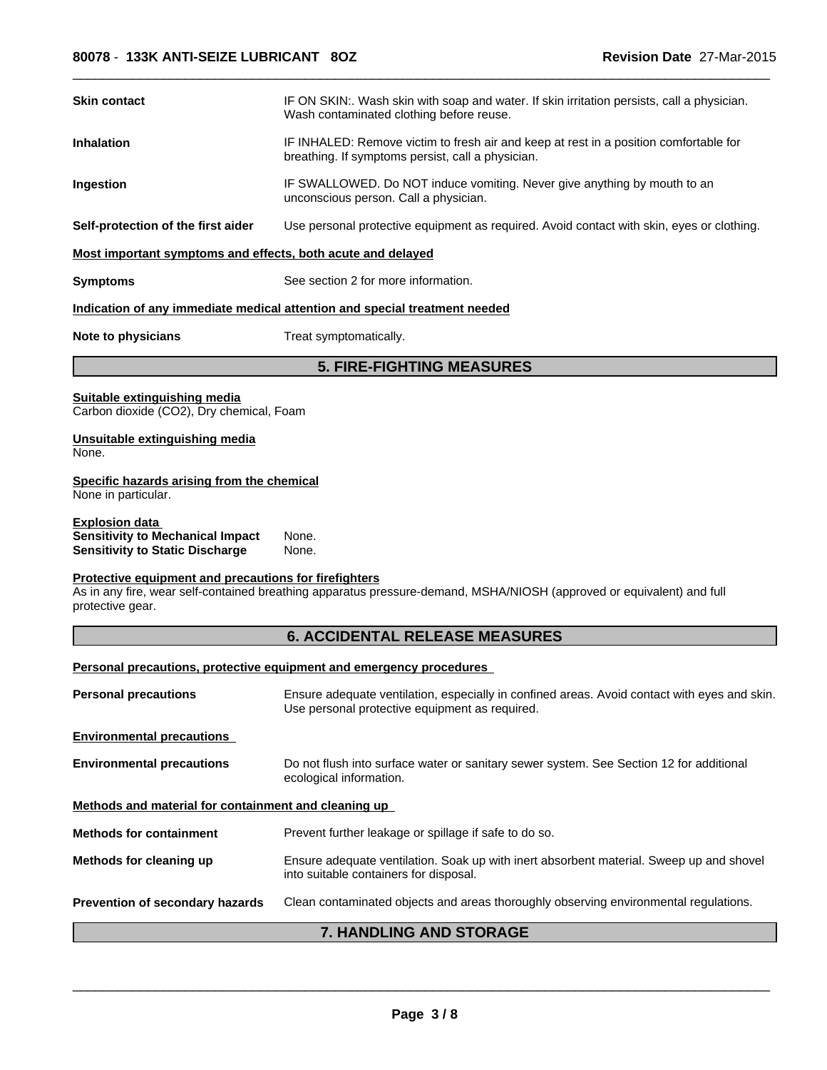**Skin contact** IF ON SKIN:. Wash skin with soap and water. If skin irritation persists, call a physician. Wash contaminated clothing before reuse.

**Inhalation** IF INHALED: Remove victim to fresh air and keep at rest in a position comfortable for breathing. If symptoms persist, call a physician.

**Ingestion** IF SWALLOWED. Do NOT induce vomiting. Never give anything by mouth to an unconscious person. Call a physician.

**Self-protection of the first aider** Use personal protective equipment as required. Avoid contact with skin, eyes or clothing.

**Most important symptoms and effects, both acute and delayed**

**Symptoms** See section 2 for more information.

**Indication of any immediate medical attention and special treatment needed**

**Note to physicians** Treat symptomatically.

## 5. FIRE-FIGHTING MEASURES

**Suitable extinguishing media**
Carbon dioxide ($CO_2$), Dry chemical, Foam

**Unsuitable extinguishing media**
None.

**Specific hazards arising from the chemical**
None in particular.

**Explosion data**
**Sensitivity to Mechanical Impact** None.
**Sensitivity to Static Discharge** None.

**Protective equipment and precautions for firefighters**
As in any fire, wear self-contained breathing apparatus pressure-demand, MSHA/NIOSH (approved or equivalent) and full protective gear.

## 6. ACCIDENTAL RELEASE MEASURES

**Personal precautions, protective equipment and emergency procedures**

**Personal precautions** Ensure adequate ventilation, especially in confined areas. Avoid contact with eyes and skin. Use personal protective equipment as required.

**Environmental precautions**

**Environmental precautions** Do not flush into surface water or sanitary sewer system. See Section 12 for additional ecological information.

**Methods and material for containment and cleaning up**

**Methods for containment** Prevent further leakage or spillage if safe to do so.

**Methods for cleaning up** Ensure adequate ventilation. Soak up with inert absorbent material. Sweep up and shovel into suitable containers for disposal.

**Prevention of secondary hazards** Clean contaminated objects and areas thoroughly observing environmental regulations.

## 7. HANDLING AND STORAGE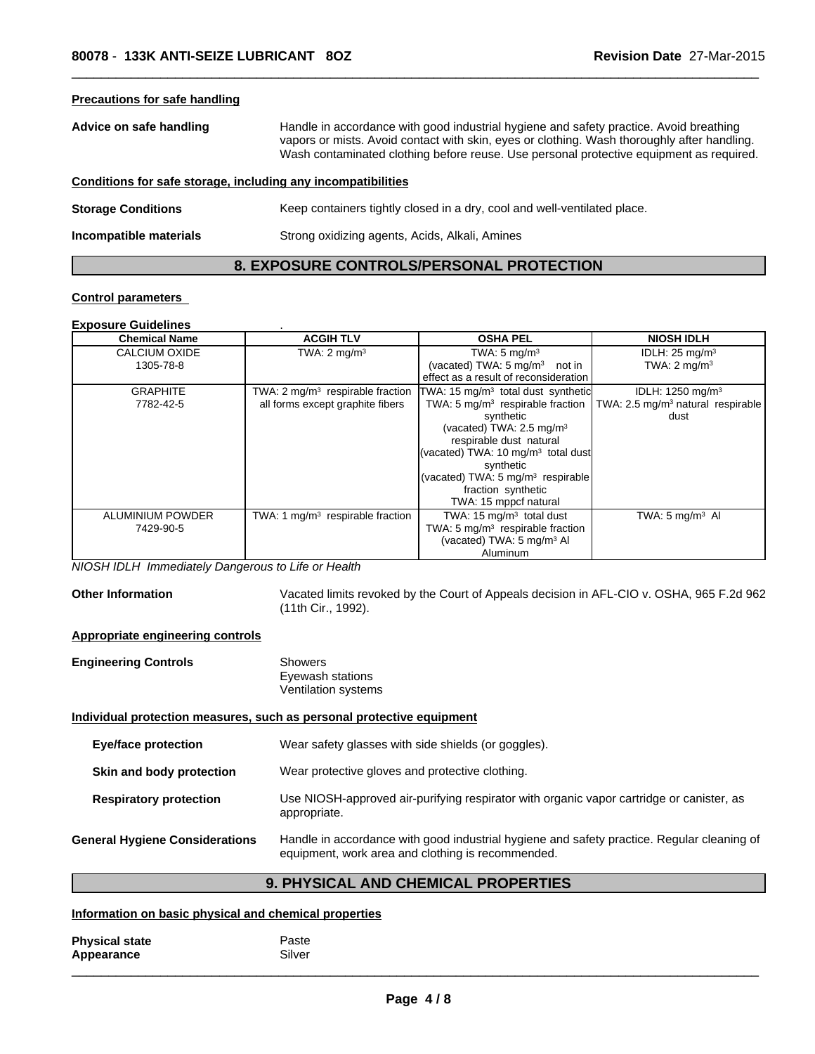**Precautions for safe handling**

**Advice on safe handling** Handle in accordance with good industrial hygiene and safety practice. Avoid breathing vapors or mists. Avoid contact with skin, eyes or clothing. Wash thoroughly after handling. Wash contaminated clothing before reuse. Use personal protective equipment as required.

**Conditions for safe storage, including any incompatibilities**

**Storage Conditions** Keep containers tightly closed in a dry, cool and well-ventilated place.

**Incompatible materials** Strong oxidizing agents, Acids, Alkali, Amines

## 8. EXPOSURE CONTROLS/PERSONAL PROTECTION

**Control parameters**

**Exposure Guidelines** .

| Chemical Name | ACGIH TLV | OSHA PEL | NIOSH IDLH |
|---|---|---|---|
| CALCIUM OXIDE<br>1305-78-8 | TWA: 2 mg/m³ | TWA: 5 mg/m³<br>(vacated) TWA: 5 mg/m³ not in effect as a result of reconsideration | IDLH: 25 mg/m³<br>TWA: 2 mg/m³ |
| GRAPHITE<br>7782-42-5 | TWA: 2 mg/m³ respirable fraction all forms except graphite fibers | TWA: 15 mg/m³ total dust synthetic<br>TWA: 5 mg/m³ respirable fraction synthetic<br>(vacated) TWA: 2.5 mg/m³ respirable dust natural<br>(vacated) TWA: 10 mg/m³ total dust synthetic<br>(vacated) TWA: 5 mg/m³ respirable fraction synthetic<br>TWA: 15 mppcf natural | IDLH: 1250 mg/m³<br>TWA: 2.5 mg/m³ natural respirable dust |
| ALUMINIUM POWDER<br>7429-90-5 | TWA: 1 mg/m³ respirable fraction | TWA: 15 mg/m³ total dust<br>TWA: 5 mg/m³ respirable fraction<br>(vacated) TWA: 5 mg/m³ Al Aluminum | TWA: 5 mg/m³ Al |

*NIOSH IDLH Immediately Dangerous to Life or Health*

**Other Information** Vacated limits revoked by the Court of Appeals decision in AFL-CIO v. OSHA, 965 F.2d 962 (11th Cir., 1992).

**Appropriate engineering controls**

**Engineering Controls** Showers
Eyewash stations
Ventilation systems

**Individual protection measures, such as personal protective equipment**

**Eye/face protection** Wear safety glasses with side shields (or goggles).

**Skin and body protection** Wear protective gloves and protective clothing.

**Respiratory protection** Use NIOSH-approved air-purifying respirator with organic vapor cartridge or canister, as appropriate.

**General Hygiene Considerations** Handle in accordance with good industrial hygiene and safety practice. Regular cleaning of equipment, work area and clothing is recommended.

## 9. PHYSICAL AND CHEMICAL PROPERTIES

**Information on basic physical and chemical properties**

**Physical state** Paste
**Appearance** Silver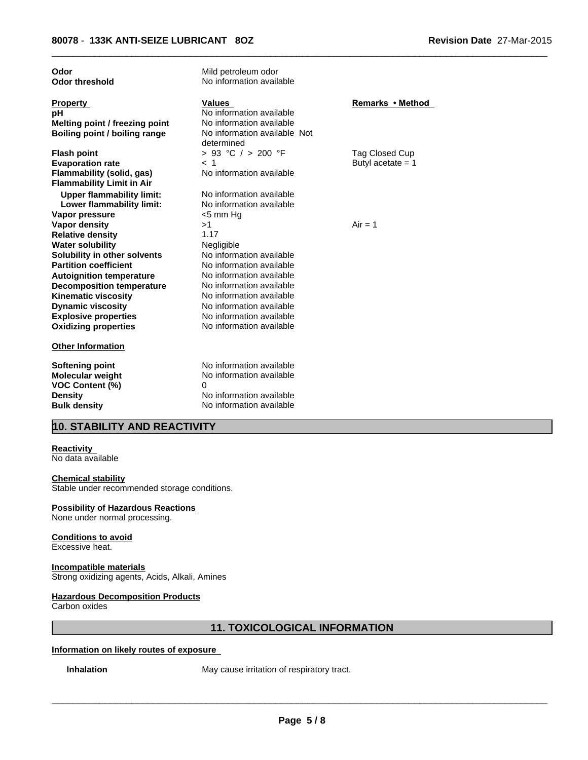| | | |
|---|---|---|
| **Odor** | Mild petroleum odor | |
| **Odor threshold** | No information available | |

| Property | Values | Remarks • Method |
|---|---|---|
| **pH** | No information available | |
| **Melting point / freezing point** | No information available | |
| **Boiling point / boiling range** | No information available Not determined | |
| **Flash point** | > 93 °C / > 200 °F | Tag Closed Cup |
| **Evaporation rate** | < 1 | Butyl acetate = 1 |
| **Flammability (solid, gas)** | No information available | |
| **Flammability Limit in Air** | | |
| **Upper flammability limit:** | No information available | |
| **Lower flammability limit:** | No information available | |
| **Vapor pressure** | <5 mm Hg | |
| **Vapor density** | >1 | Air = 1 |
| **Relative density** | 1.17 | |
| **Water solubility** | Negligible | |
| **Solubility in other solvents** | No information available | |
| **Partition coefficient** | No information available | |
| **Autoignition temperature** | No information available | |
| **Decomposition temperature** | No information available | |
| **Kinematic viscosity** | No information available | |
| **Dynamic viscosity** | No information available | |
| **Explosive properties** | No information available | |
| **Oxidizing properties** | No information available | |

**Other Information**

| | |
|---|---|
| **Softening point** | No information available |
| **Molecular weight** | No information available |
| **VOC Content (%)** | 0 |
| **Density** | No information available |
| **Bulk density** | No information available |

## 10. STABILITY AND REACTIVITY

**Reactivity**
No data available

**Chemical stability**
Stable under recommended storage conditions.

**Possibility of Hazardous Reactions**
None under normal processing.

**Conditions to avoid**
Excessive heat.

**Incompatible materials**
Strong oxidizing agents, Acids, Alkali, Amines

**Hazardous Decomposition Products**
Carbon oxides

## 11. TOXICOLOGICAL INFORMATION

**Information on likely routes of exposure**

**Inhalation** May cause irritation of respiratory tract.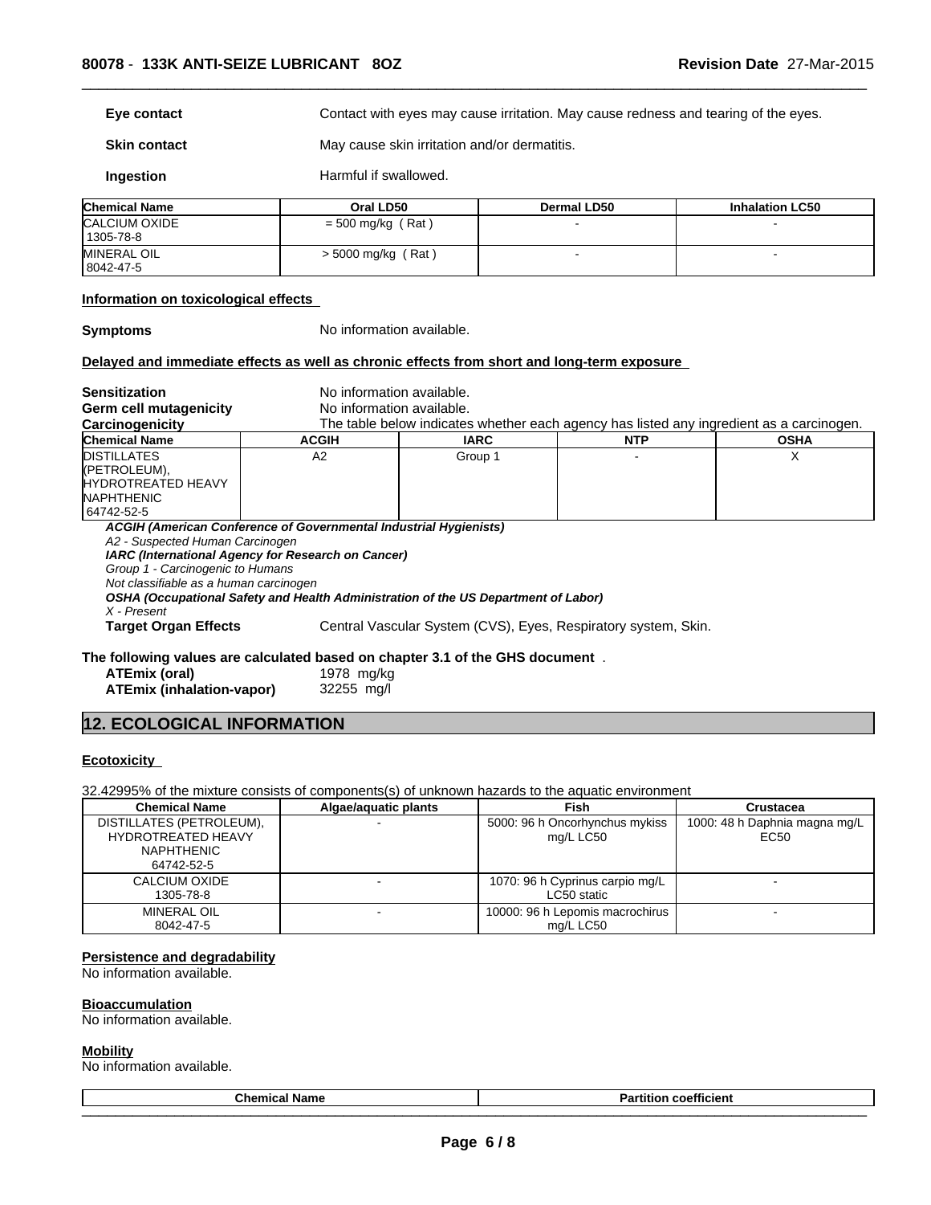| | |
|---|---|
| **Eye contact** | Contact with eyes may cause irritation. May cause redness and tearing of the eyes. |
| **Skin contact** | May cause skin irritation and/or dermatitis. |
| **Ingestion** | Harmful if swallowed. |

| Chemical Name | Oral LD50 | Dermal LD50 | Inhalation LC50 |
|---|---|---|---|
| CALCIUM OXIDE<br>1305-78-8 | = 500 mg/kg ( Rat ) | - | - |
| MINERAL OIL<br>8042-47-5 | > 5000 mg/kg ( Rat ) | - | - |

**Information on toxicological effects**

**Symptoms** No information available.

**Delayed and immediate effects as well as chronic effects from short and long-term exposure**

**Sensitization** No information available.
**Germ cell mutagenicity** No information available.
**Carcinogenicity** The table below indicates whether each agency has listed any ingredient as a carcinogen.

| Chemical Name | ACGIH | IARC | NTP | OSHA |
|---|---|---|---|---|
| DISTILLATES (PETROLEUM), HYDROTREATED HEAVY NAPHTHENIC<br>64742-52-5 | A2 | Group 1 | - | X |

***ACGIH (American Conference of Governmental Industrial Hygienists)***
*A2 - Suspected Human Carcinogen*
***IARC (International Agency for Research on Cancer)***
*Group 1 - Carcinogenic to Humans*
*Not classifiable as a human carcinogen*
***OSHA (Occupational Safety and Health Administration of the US Department of Labor)***
*X - Present*

**Target Organ Effects** Central Vascular System (CVS), Eyes, Respiratory system, Skin.

**The following values are calculated based on chapter 3.1 of the GHS document** .

**ATEmix (oral)** 1978 mg/kg
**ATEmix (inhalation-vapor)** 32255 mg/l

## 12. ECOLOGICAL INFORMATION

**Ecotoxicity**

32.42995% of the mixture consists of components(s) of unknown hazards to the aquatic environment

| Chemical Name | Algae/aquatic plants | Fish | Crustacea |
|---|---|---|---|
| DISTILLATES (PETROLEUM), HYDROTREATED HEAVY NAPHTHENIC<br>64742-52-5 | - | 5000: 96 h Oncorhynchus mykiss mg/L LC50 | 1000: 48 h Daphnia magna mg/L EC50 |
| CALCIUM OXIDE<br>1305-78-8 | - | 1070: 96 h Cyprinus carpio mg/L LC50 static | - |
| MINERAL OIL<br>8042-47-5 | - | 10000: 96 h Lepomis macrochirus mg/L LC50 | - |

**Persistence and degradability**
No information available.

**Bioaccumulation**
No information available.

**Mobility**
No information available.

| Chemical Name | Partition coefficient |
|---|---|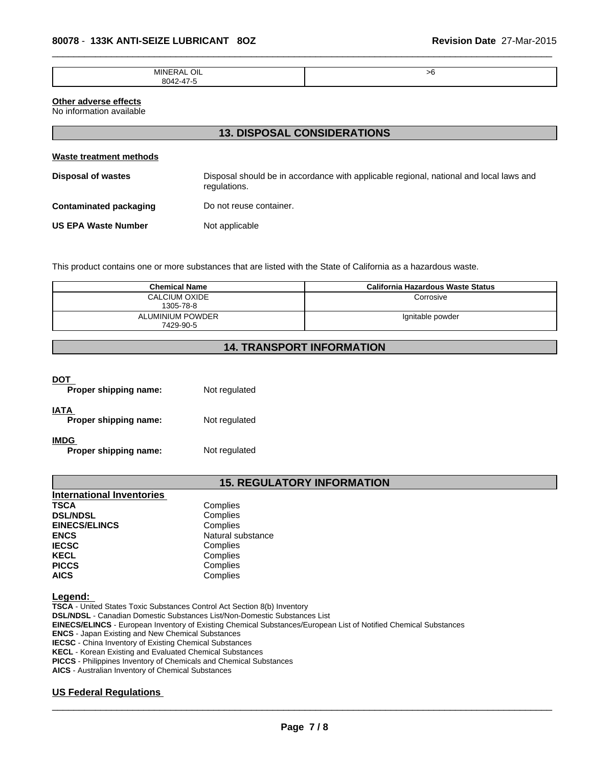| MINERAL OIL<br>8042-47-5 | >6 |
|---|---|

**Other adverse effects**
No information available

## 13. DISPOSAL CONSIDERATIONS

**Waste treatment methods**

**Disposal of wastes** Disposal should be in accordance with applicable regional, national and local laws and regulations.

**Contaminated packaging** Do not reuse container.

**US EPA Waste Number** Not applicable

This product contains one or more substances that are listed with the State of California as a hazardous waste.

| Chemical Name | California Hazardous Waste Status |
|---|---|
| CALCIUM OXIDE<br>1305-78-8 | Corrosive |
| ALUMINIUM POWDER<br>7429-90-5 | Ignitable powder |

## 14. TRANSPORT INFORMATION

**DOT**
**Proper shipping name:** Not regulated

**IATA**
**Proper shipping name:** Not regulated

**IMDG**
**Proper shipping name:** Not regulated

## 15. REGULATORY INFORMATION

**International Inventories**

| | |
|---|---|
| **TSCA** | Complies |
| **DSL/NDSL** | Complies |
| **EINECS/ELINCS** | Complies |
| **ENCS** | Natural substance |
| **IECSC** | Complies |
| **KECL** | Complies |
| **PICCS** | Complies |
| **AICS** | Complies |

**Legend:**
**TSCA** - United States Toxic Substances Control Act Section 8(b) Inventory
**DSL/NDSL** - Canadian Domestic Substances List/Non-Domestic Substances List
**EINECS/ELINCS** - European Inventory of Existing Chemical Substances/European List of Notified Chemical Substances
**ENCS** - Japan Existing and New Chemical Substances
**IECSC** - China Inventory of Existing Chemical Substances
**KECL** - Korean Existing and Evaluated Chemical Substances
**PICCS** - Philippines Inventory of Chemicals and Chemical Substances
**AICS** - Australian Inventory of Chemical Substances

**US Federal Regulations**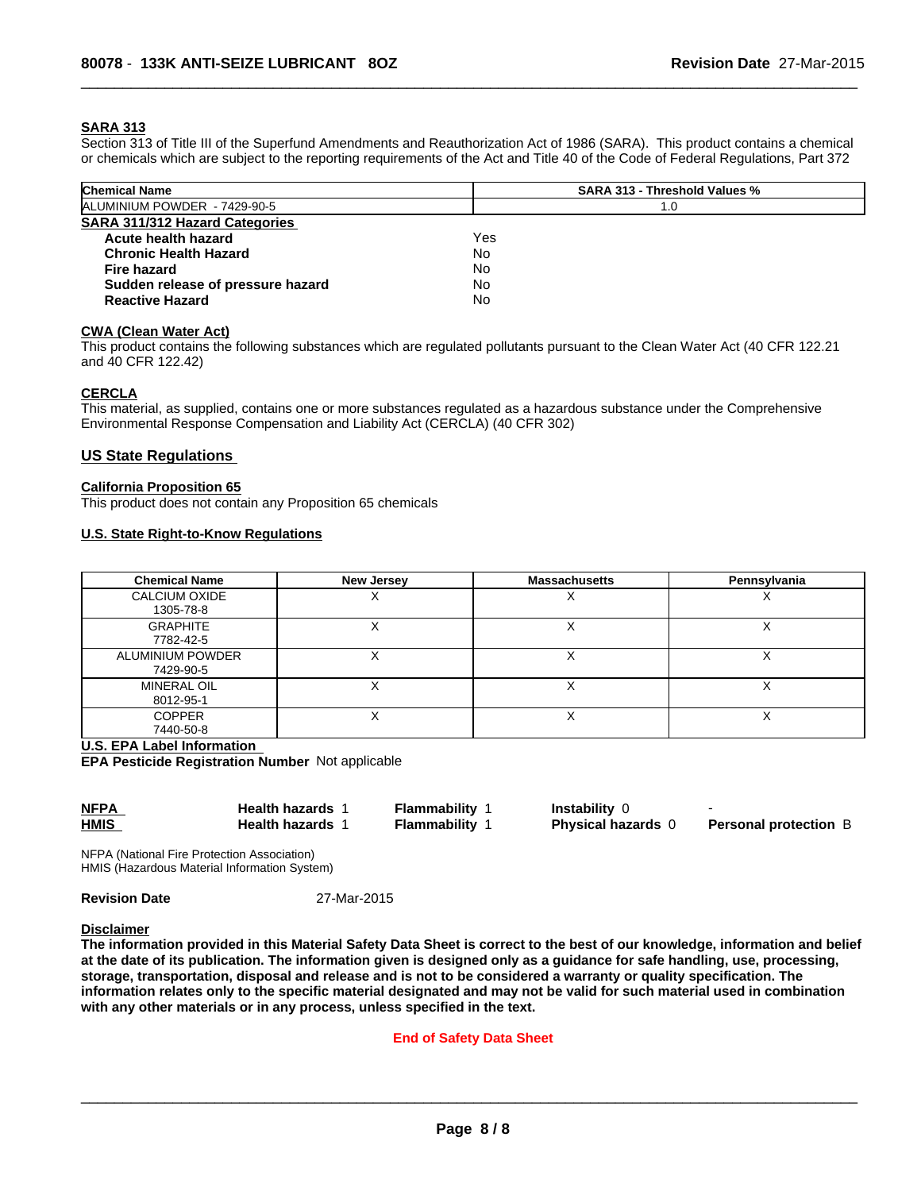### SARA 313

Section 313 of Title III of the Superfund Amendments and Reauthorization Act of 1986 (SARA). This product contains a chemical or chemicals which are subject to the reporting requirements of the Act and Title 40 of the Code of Federal Regulations, Part 372

| Chemical Name | SARA 313 - Threshold Values % |
|---|---|
| ALUMINIUM POWDER - 7429-90-5 | 1.0 |

### SARA 311/312 Hazard Categories

| | |
|---|---|
| **Acute health hazard** | Yes |
| **Chronic Health Hazard** | No |
| **Fire hazard** | No |
| **Sudden release of pressure hazard** | No |
| **Reactive Hazard** | No |

### CWA (Clean Water Act)

This product contains the following substances which are regulated pollutants pursuant to the Clean Water Act (40 CFR 122.21 and 40 CFR 122.42)

### CERCLA

This material, as supplied, contains one or more substances regulated as a hazardous substance under the Comprehensive Environmental Response Compensation and Liability Act (CERCLA) (40 CFR 302)

## US State Regulations

### California Proposition 65

This product does not contain any Proposition 65 chemicals

### U.S. State Right-to-Know Regulations

| Chemical Name | New Jersey | Massachusetts | Pennsylvania |
|---|---|---|---|
| CALCIUM OXIDE 1305-78-8 | X | X | X |
| GRAPHITE 7782-42-5 | X | X | X |
| ALUMINIUM POWDER 7429-90-5 | X | X | X |
| MINERAL OIL 8012-95-1 | X | X | X |
| COPPER 7440-50-8 | X | X | X |

### U.S. EPA Label Information

**EPA Pesticide Registration Number** Not applicable

| | | | | |
|---|---|---|---|---|
| **NFPA** | **Health hazards** 1 | **Flammability** 1 | **Instability** 0 | - |
| **HMIS** | **Health hazards** 1 | **Flammability** 1 | **Physical hazards** 0 | **Personal protection** B |

NFPA (National Fire Protection Association)
HMIS (Hazardous Material Information System)

**Revision Date** 27-Mar-2015

### Disclaimer

**The information provided in this Material Safety Data Sheet is correct to the best of our knowledge, information and belief at the date of its publication. The information given is designed only as a guidance for safe handling, use, processing, storage, transportation, disposal and release and is not to be considered a warranty or quality specification. The information relates only to the specific material designated and may not be valid for such material used in combination with any other materials or in any process, unless specified in the text.**

**End of Safety Data Sheet**